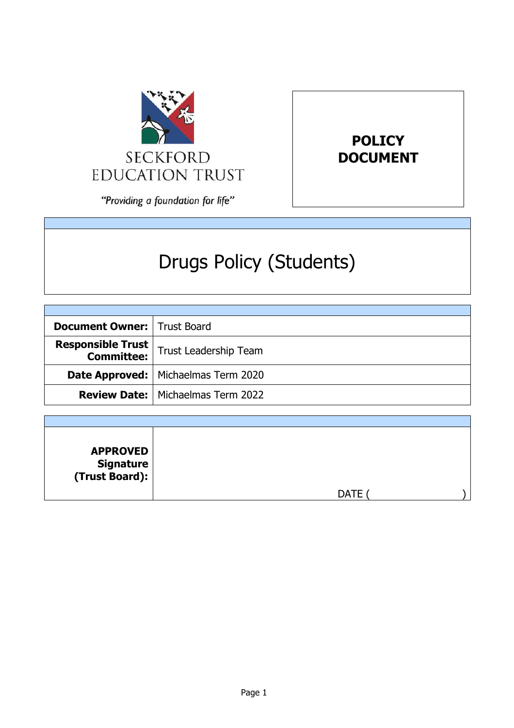SECKFORD EDUCATION TRUST

*"Providing a foundation for life"*

**POLICY DOCUMENT**

# Drugs Policy (Students)

| | |
|---|---|
| **Document Owner:** | Trust Board |
| **Responsible Trust Committee:** | Trust Leadership Team |
| **Date Approved:** | Michaelmas Term 2020 |
| **Review Date:** | Michaelmas Term 2022 |

| | |
|---|---|
| **APPROVED Signature (Trust Board):** | DATE ( ) |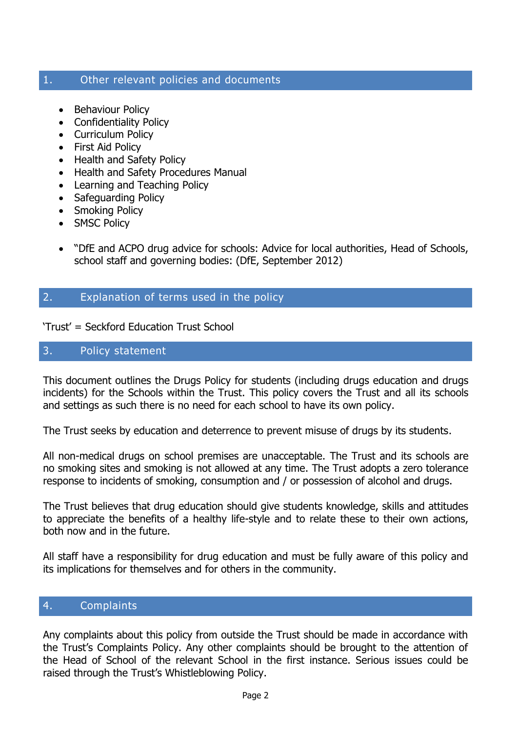## 1. Other relevant policies and documents

- Behaviour Policy
- Confidentiality Policy
- Curriculum Policy
- First Aid Policy
- Health and Safety Policy
- Health and Safety Procedures Manual
- Learning and Teaching Policy
- Safeguarding Policy
- Smoking Policy
- SMSC Policy

- "DfE and ACPO drug advice for schools: Advice for local authorities, Head of Schools, school staff and governing bodies: (DfE, September 2012)

## 2. Explanation of terms used in the policy

'Trust' = Seckford Education Trust School

## 3. Policy statement

This document outlines the Drugs Policy for students (including drugs education and drugs incidents) for the Schools within the Trust. This policy covers the Trust and all its schools and settings as such there is no need for each school to have its own policy.

The Trust seeks by education and deterrence to prevent misuse of drugs by its students.

All non-medical drugs on school premises are unacceptable. The Trust and its schools are no smoking sites and smoking is not allowed at any time. The Trust adopts a zero tolerance response to incidents of smoking, consumption and / or possession of alcohol and drugs.

The Trust believes that drug education should give students knowledge, skills and attitudes to appreciate the benefits of a healthy life-style and to relate these to their own actions, both now and in the future.

All staff have a responsibility for drug education and must be fully aware of this policy and its implications for themselves and for others in the community.

## 4. Complaints

Any complaints about this policy from outside the Trust should be made in accordance with the Trust's Complaints Policy. Any other complaints should be brought to the attention of the Head of School of the relevant School in the first instance. Serious issues could be raised through the Trust's Whistleblowing Policy.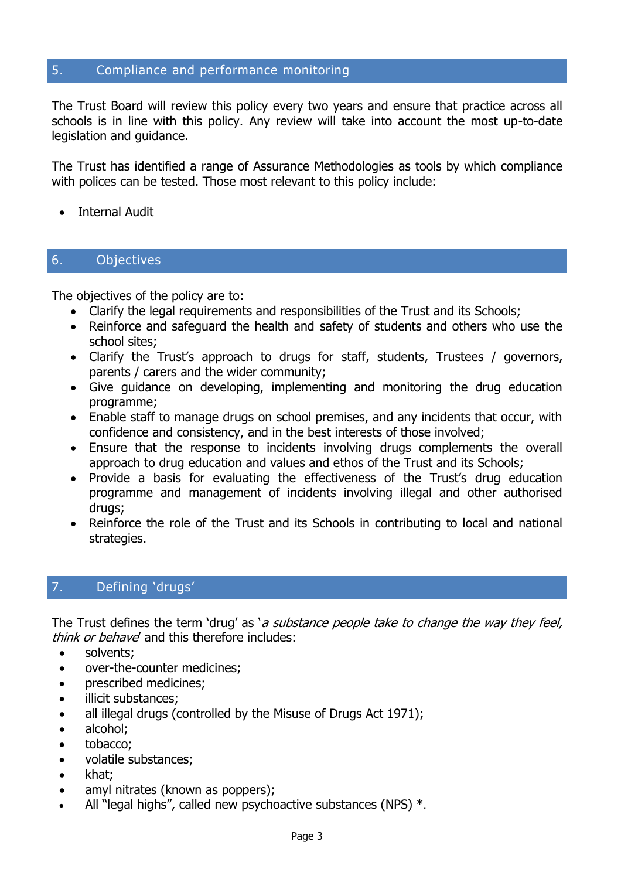## 5. Compliance and performance monitoring

The Trust Board will review this policy every two years and ensure that practice across all schools is in line with this policy. Any review will take into account the most up-to-date legislation and guidance.

The Trust has identified a range of Assurance Methodologies as tools by which compliance with polices can be tested. Those most relevant to this policy include:

- Internal Audit

## 6. Objectives

The objectives of the policy are to:

- Clarify the legal requirements and responsibilities of the Trust and its Schools;
- Reinforce and safeguard the health and safety of students and others who use the school sites;
- Clarify the Trust's approach to drugs for staff, students, Trustees / governors, parents / carers and the wider community;
- Give guidance on developing, implementing and monitoring the drug education programme;
- Enable staff to manage drugs on school premises, and any incidents that occur, with confidence and consistency, and in the best interests of those involved;
- Ensure that the response to incidents involving drugs complements the overall approach to drug education and values and ethos of the Trust and its Schools;
- Provide a basis for evaluating the effectiveness of the Trust's drug education programme and management of incidents involving illegal and other authorised drugs;
- Reinforce the role of the Trust and its Schools in contributing to local and national strategies.

## 7. Defining 'drugs'

The Trust defines the term 'drug' as '*a substance people take to change the way they feel, think or behave*' and this therefore includes:

- solvents;
- over-the-counter medicines;
- prescribed medicines;
- illicit substances;
- all illegal drugs (controlled by the Misuse of Drugs Act 1971);
- alcohol;
- tobacco;
- volatile substances;
- khat;
- amyl nitrates (known as poppers);
- All "legal highs", called new psychoactive substances (NPS) *.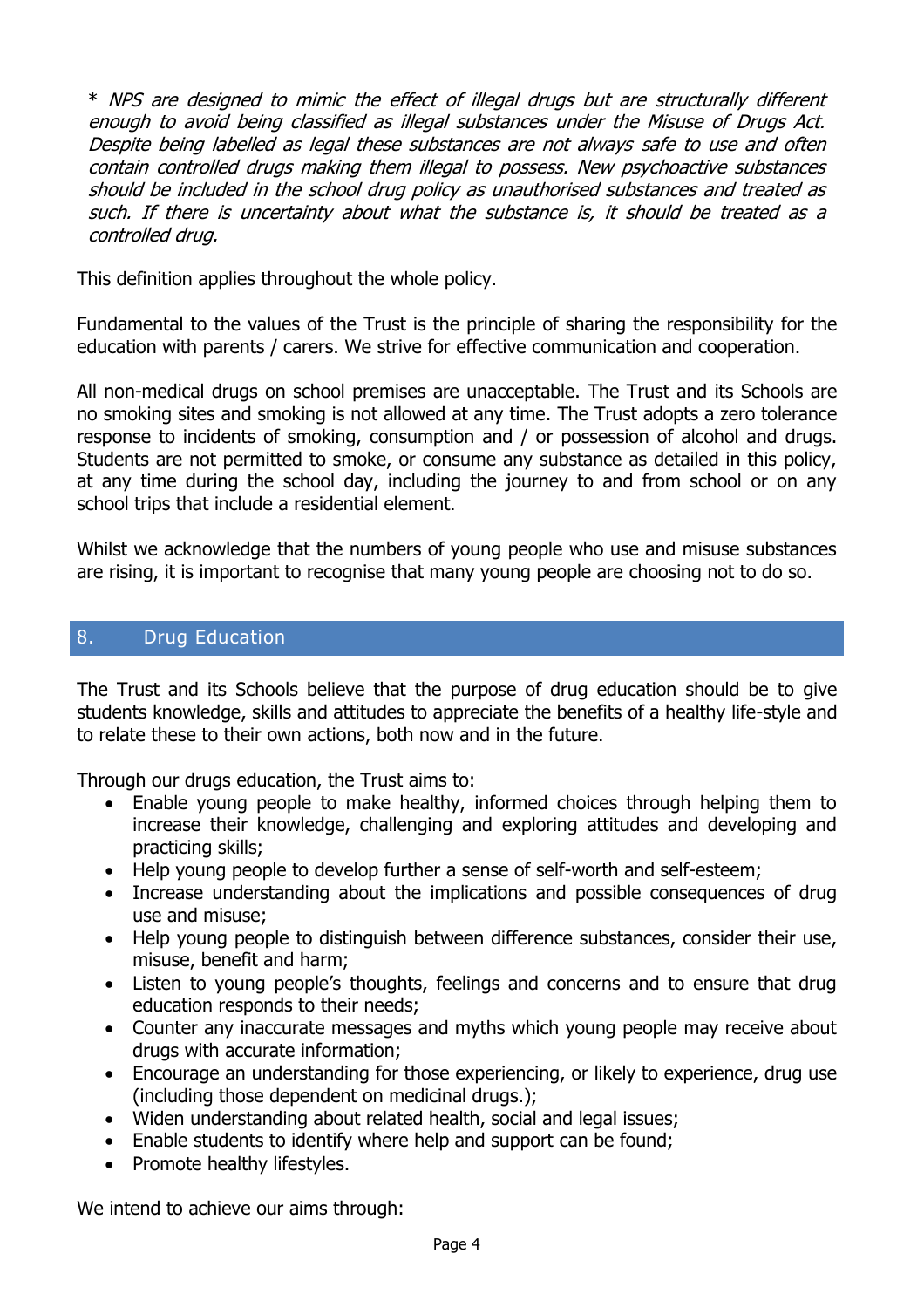*\* NPS are designed to mimic the effect of illegal drugs but are structurally different enough to avoid being classified as illegal substances under the Misuse of Drugs Act. Despite being labelled as legal these substances are not always safe to use and often contain controlled drugs making them illegal to possess. New psychoactive substances should be included in the school drug policy as unauthorised substances and treated as such. If there is uncertainty about what the substance is, it should be treated as a controlled drug.*

This definition applies throughout the whole policy.

Fundamental to the values of the Trust is the principle of sharing the responsibility for the education with parents / carers. We strive for effective communication and cooperation.

All non-medical drugs on school premises are unacceptable. The Trust and its Schools are no smoking sites and smoking is not allowed at any time. The Trust adopts a zero tolerance response to incidents of smoking, consumption and / or possession of alcohol and drugs. Students are not permitted to smoke, or consume any substance as detailed in this policy, at any time during the school day, including the journey to and from school or on any school trips that include a residential element.

Whilst we acknowledge that the numbers of young people who use and misuse substances are rising, it is important to recognise that many young people are choosing not to do so.

## 8. Drug Education

The Trust and its Schools believe that the purpose of drug education should be to give students knowledge, skills and attitudes to appreciate the benefits of a healthy life-style and to relate these to their own actions, both now and in the future.

Through our drugs education, the Trust aims to:

- Enable young people to make healthy, informed choices through helping them to increase their knowledge, challenging and exploring attitudes and developing and practicing skills;
- Help young people to develop further a sense of self-worth and self-esteem;
- Increase understanding about the implications and possible consequences of drug use and misuse;
- Help young people to distinguish between difference substances, consider their use, misuse, benefit and harm;
- Listen to young people's thoughts, feelings and concerns and to ensure that drug education responds to their needs;
- Counter any inaccurate messages and myths which young people may receive about drugs with accurate information;
- Encourage an understanding for those experiencing, or likely to experience, drug use (including those dependent on medicinal drugs.);
- Widen understanding about related health, social and legal issues;
- Enable students to identify where help and support can be found;
- Promote healthy lifestyles.

We intend to achieve our aims through: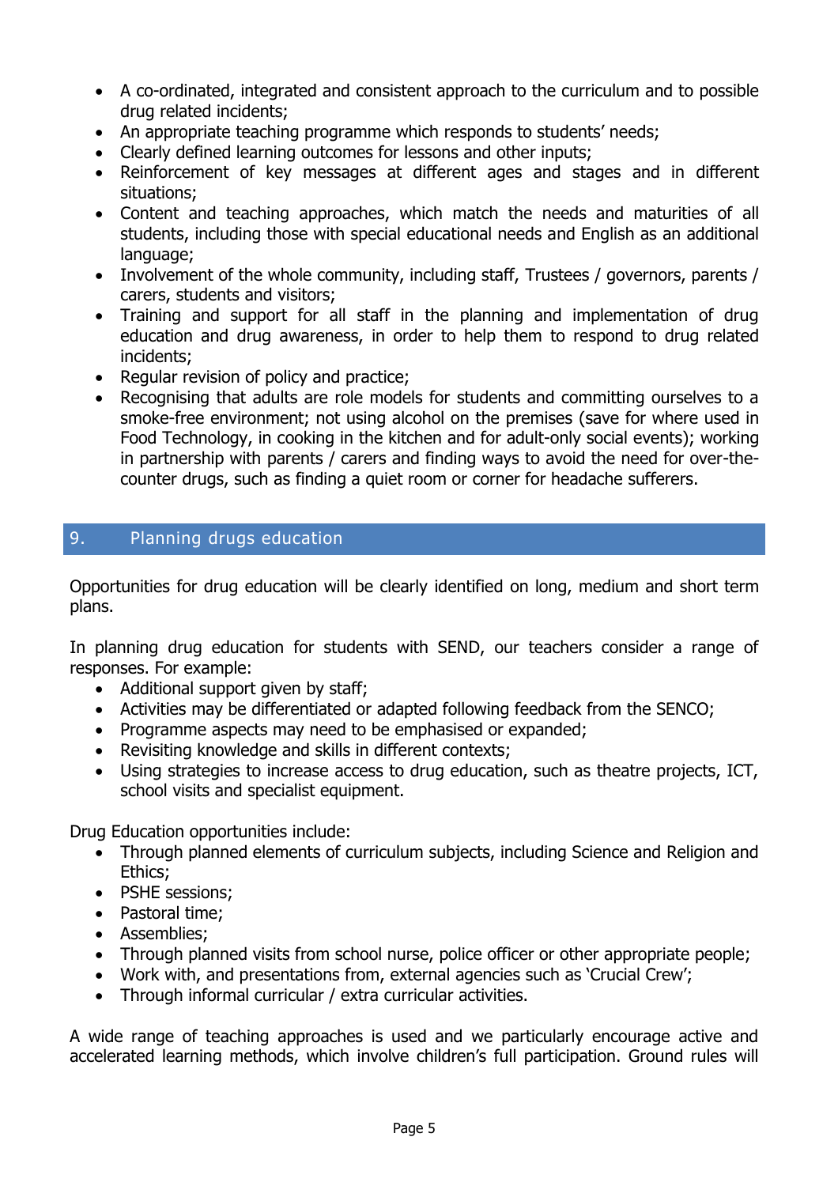- A co-ordinated, integrated and consistent approach to the curriculum and to possible drug related incidents;
- An appropriate teaching programme which responds to students' needs;
- Clearly defined learning outcomes for lessons and other inputs;
- Reinforcement of key messages at different ages and stages and in different situations;
- Content and teaching approaches, which match the needs and maturities of all students, including those with special educational needs and English as an additional language;
- Involvement of the whole community, including staff, Trustees / governors, parents / carers, students and visitors;
- Training and support for all staff in the planning and implementation of drug education and drug awareness, in order to help them to respond to drug related incidents;
- Regular revision of policy and practice;
- Recognising that adults are role models for students and committing ourselves to a smoke-free environment; not using alcohol on the premises (save for where used in Food Technology, in cooking in the kitchen and for adult-only social events); working in partnership with parents / carers and finding ways to avoid the need for over-the-counter drugs, such as finding a quiet room or corner for headache sufferers.

## 9. Planning drugs education

Opportunities for drug education will be clearly identified on long, medium and short term plans.

In planning drug education for students with SEND, our teachers consider a range of responses. For example:

- Additional support given by staff;
- Activities may be differentiated or adapted following feedback from the SENCO;
- Programme aspects may need to be emphasised or expanded;
- Revisiting knowledge and skills in different contexts;
- Using strategies to increase access to drug education, such as theatre projects, ICT, school visits and specialist equipment.

Drug Education opportunities include:

- Through planned elements of curriculum subjects, including Science and Religion and Ethics;
- PSHE sessions;
- Pastoral time;
- Assemblies;
- Through planned visits from school nurse, police officer or other appropriate people;
- Work with, and presentations from, external agencies such as 'Crucial Crew';
- Through informal curricular / extra curricular activities.

A wide range of teaching approaches is used and we particularly encourage active and accelerated learning methods, which involve children's full participation. Ground rules will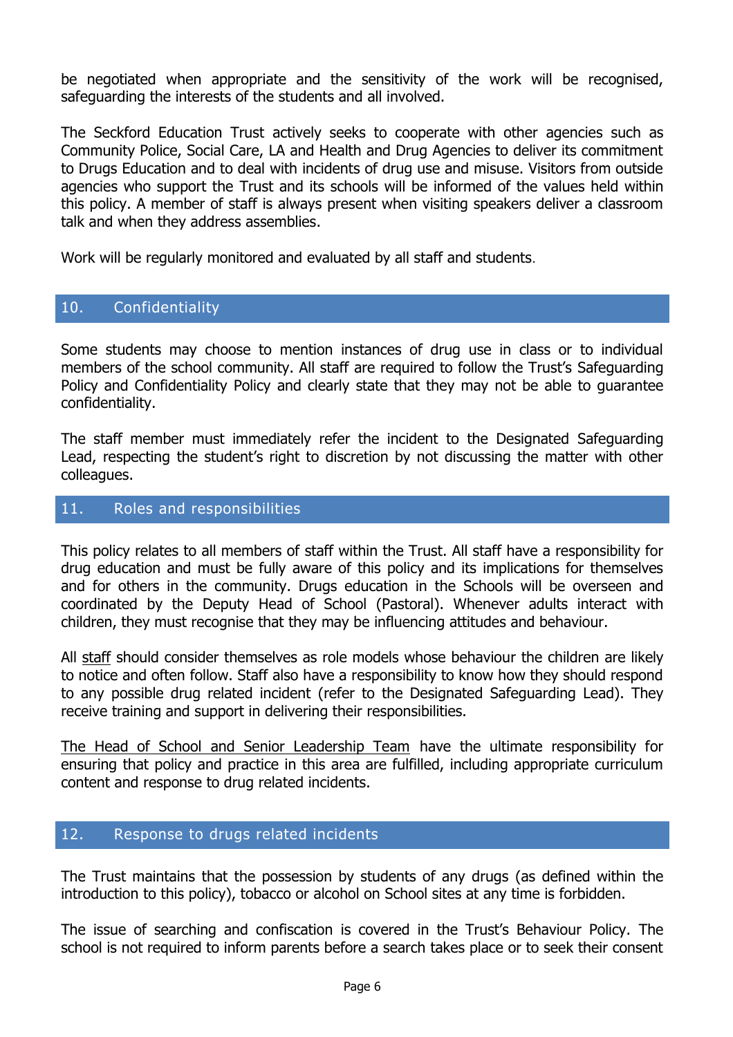be negotiated when appropriate and the sensitivity of the work will be recognised, safeguarding the interests of the students and all involved.

The Seckford Education Trust actively seeks to cooperate with other agencies such as Community Police, Social Care, LA and Health and Drug Agencies to deliver its commitment to Drugs Education and to deal with incidents of drug use and misuse. Visitors from outside agencies who support the Trust and its schools will be informed of the values held within this policy. A member of staff is always present when visiting speakers deliver a classroom talk and when they address assemblies.

Work will be regularly monitored and evaluated by all staff and students.

## 10. Confidentiality

Some students may choose to mention instances of drug use in class or to individual members of the school community. All staff are required to follow the Trust's Safeguarding Policy and Confidentiality Policy and clearly state that they may not be able to guarantee confidentiality.

The staff member must immediately refer the incident to the Designated Safeguarding Lead, respecting the student's right to discretion by not discussing the matter with other colleagues.

## 11. Roles and responsibilities

This policy relates to all members of staff within the Trust. All staff have a responsibility for drug education and must be fully aware of this policy and its implications for themselves and for others in the community. Drugs education in the Schools will be overseen and coordinated by the Deputy Head of School (Pastoral). Whenever adults interact with children, they must recognise that they may be influencing attitudes and behaviour.

All <u>staff</u> should consider themselves as role models whose behaviour the children are likely to notice and often follow. Staff also have a responsibility to know how they should respond to any possible drug related incident (refer to the Designated Safeguarding Lead). They receive training and support in delivering their responsibilities.

<u>The Head of School and Senior Leadership Team</u> have the ultimate responsibility for ensuring that policy and practice in this area are fulfilled, including appropriate curriculum content and response to drug related incidents.

## 12. Response to drugs related incidents

The Trust maintains that the possession by students of any drugs (as defined within the introduction to this policy), tobacco or alcohol on School sites at any time is forbidden.

The issue of searching and confiscation is covered in the Trust's Behaviour Policy. The school is not required to inform parents before a search takes place or to seek their consent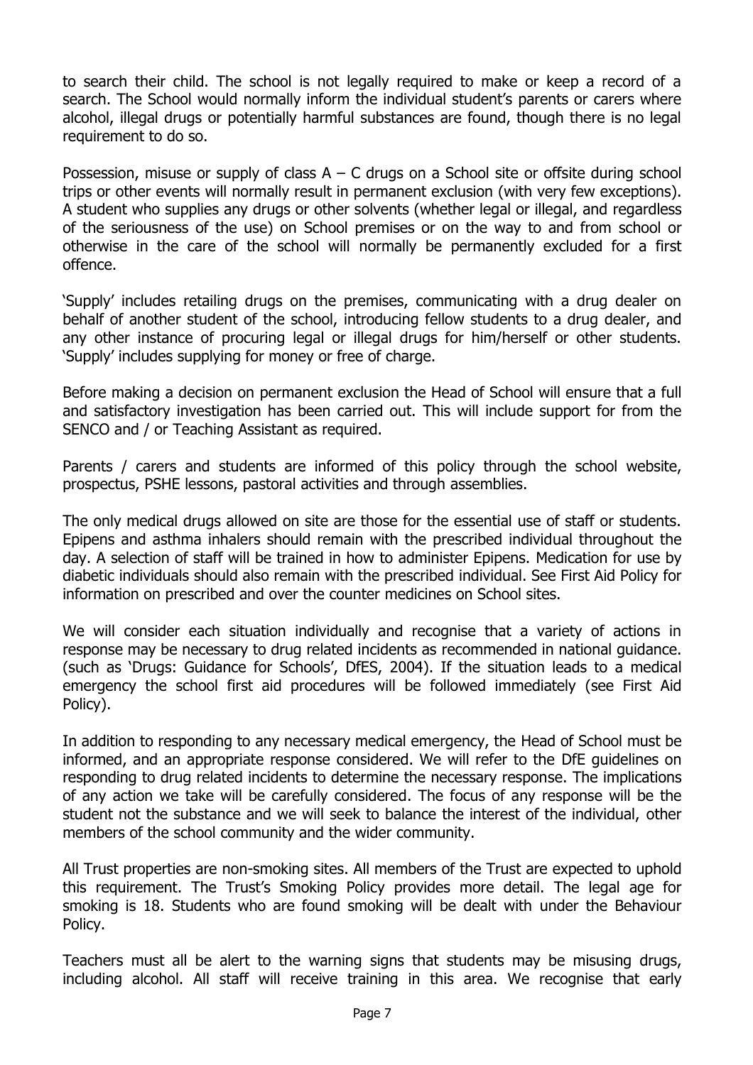to search their child. The school is not legally required to make or keep a record of a search. The School would normally inform the individual student's parents or carers where alcohol, illegal drugs or potentially harmful substances are found, though there is no legal requirement to do so.

Possession, misuse or supply of class A – C drugs on a School site or offsite during school trips or other events will normally result in permanent exclusion (with very few exceptions). A student who supplies any drugs or other solvents (whether legal or illegal, and regardless of the seriousness of the use) on School premises or on the way to and from school or otherwise in the care of the school will normally be permanently excluded for a first offence.

'Supply' includes retailing drugs on the premises, communicating with a drug dealer on behalf of another student of the school, introducing fellow students to a drug dealer, and any other instance of procuring legal or illegal drugs for him/herself or other students. 'Supply' includes supplying for money or free of charge.

Before making a decision on permanent exclusion the Head of School will ensure that a full and satisfactory investigation has been carried out. This will include support for from the SENCO and / or Teaching Assistant as required.

Parents / carers and students are informed of this policy through the school website, prospectus, PSHE lessons, pastoral activities and through assemblies.

The only medical drugs allowed on site are those for the essential use of staff or students. Epipens and asthma inhalers should remain with the prescribed individual throughout the day. A selection of staff will be trained in how to administer Epipens. Medication for use by diabetic individuals should also remain with the prescribed individual. See First Aid Policy for information on prescribed and over the counter medicines on School sites.

We will consider each situation individually and recognise that a variety of actions in response may be necessary to drug related incidents as recommended in national guidance. (such as 'Drugs: Guidance for Schools', DfES, 2004). If the situation leads to a medical emergency the school first aid procedures will be followed immediately (see First Aid Policy).

In addition to responding to any necessary medical emergency, the Head of School must be informed, and an appropriate response considered. We will refer to the DfE guidelines on responding to drug related incidents to determine the necessary response. The implications of any action we take will be carefully considered. The focus of any response will be the student not the substance and we will seek to balance the interest of the individual, other members of the school community and the wider community.

All Trust properties are non-smoking sites. All members of the Trust are expected to uphold this requirement. The Trust's Smoking Policy provides more detail. The legal age for smoking is 18. Students who are found smoking will be dealt with under the Behaviour Policy.

Teachers must all be alert to the warning signs that students may be misusing drugs, including alcohol. All staff will receive training in this area. We recognise that early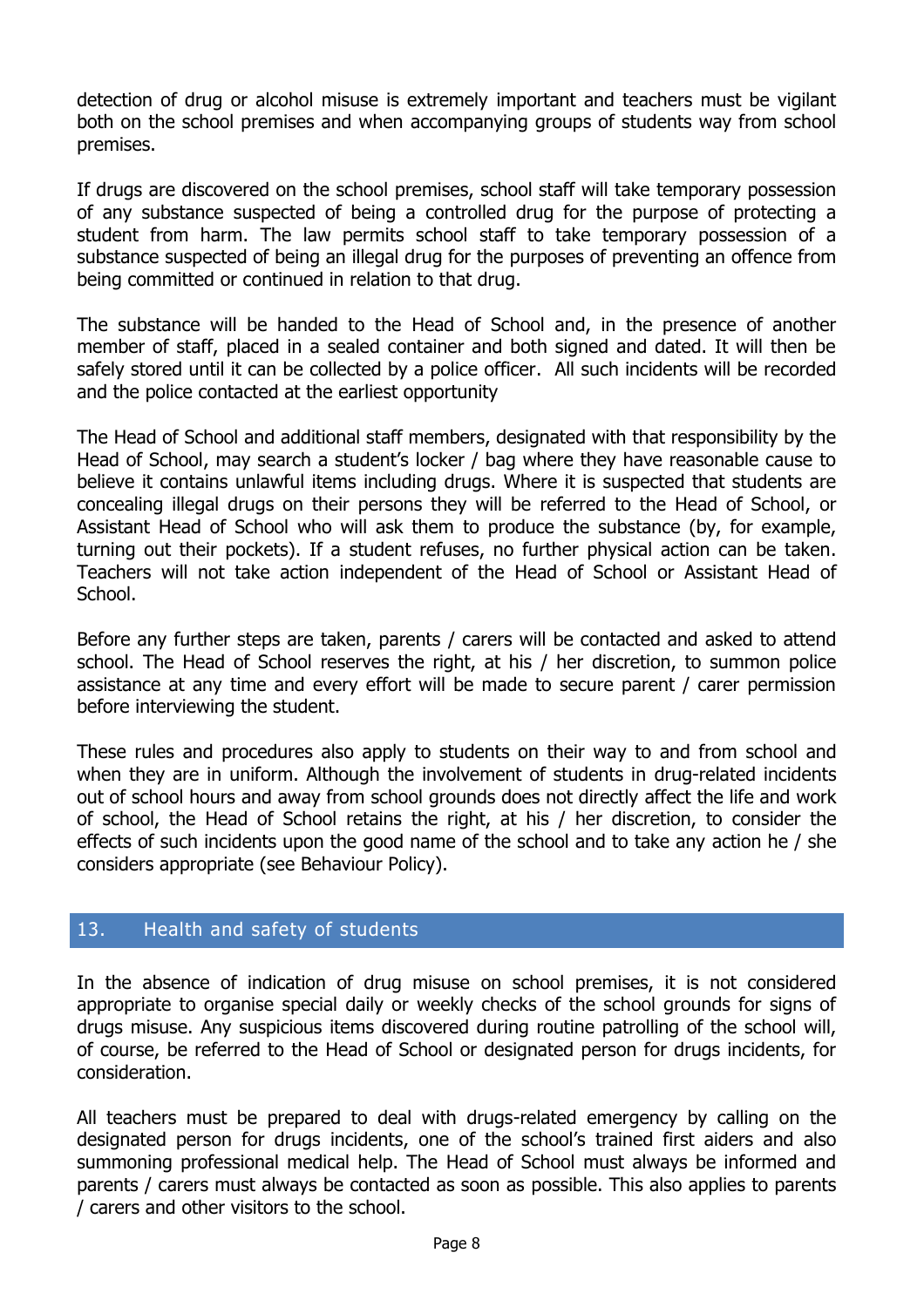detection of drug or alcohol misuse is extremely important and teachers must be vigilant both on the school premises and when accompanying groups of students way from school premises.

If drugs are discovered on the school premises, school staff will take temporary possession of any substance suspected of being a controlled drug for the purpose of protecting a student from harm. The law permits school staff to take temporary possession of a substance suspected of being an illegal drug for the purposes of preventing an offence from being committed or continued in relation to that drug.

The substance will be handed to the Head of School and, in the presence of another member of staff, placed in a sealed container and both signed and dated. It will then be safely stored until it can be collected by a police officer. All such incidents will be recorded and the police contacted at the earliest opportunity

The Head of School and additional staff members, designated with that responsibility by the Head of School, may search a student's locker / bag where they have reasonable cause to believe it contains unlawful items including drugs. Where it is suspected that students are concealing illegal drugs on their persons they will be referred to the Head of School, or Assistant Head of School who will ask them to produce the substance (by, for example, turning out their pockets). If a student refuses, no further physical action can be taken. Teachers will not take action independent of the Head of School or Assistant Head of School.

Before any further steps are taken, parents / carers will be contacted and asked to attend school. The Head of School reserves the right, at his / her discretion, to summon police assistance at any time and every effort will be made to secure parent / carer permission before interviewing the student.

These rules and procedures also apply to students on their way to and from school and when they are in uniform. Although the involvement of students in drug-related incidents out of school hours and away from school grounds does not directly affect the life and work of school, the Head of School retains the right, at his / her discretion, to consider the effects of such incidents upon the good name of the school and to take any action he / she considers appropriate (see Behaviour Policy).

## 13. Health and safety of students

In the absence of indication of drug misuse on school premises, it is not considered appropriate to organise special daily or weekly checks of the school grounds for signs of drugs misuse. Any suspicious items discovered during routine patrolling of the school will, of course, be referred to the Head of School or designated person for drugs incidents, for consideration.

All teachers must be prepared to deal with drugs-related emergency by calling on the designated person for drugs incidents, one of the school's trained first aiders and also summoning professional medical help. The Head of School must always be informed and parents / carers must always be contacted as soon as possible. This also applies to parents / carers and other visitors to the school.